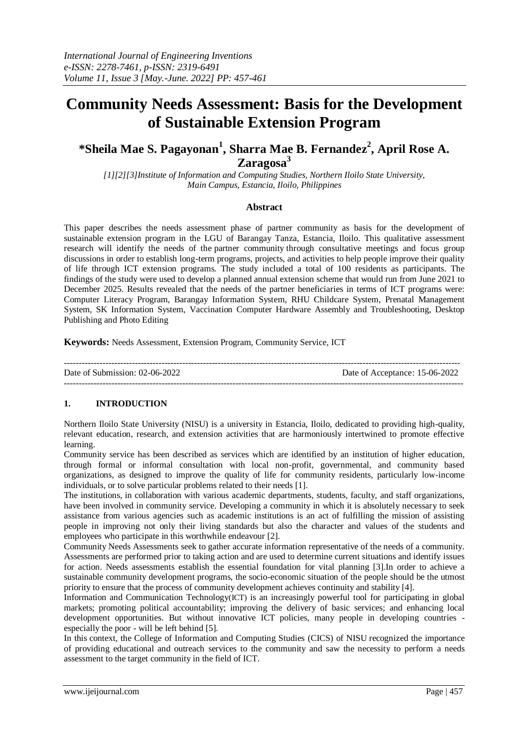# Community Needs Assessment: Basis for the Development of Sustainable Extension Program

**\*Sheila Mae S. Pagayonan[1], Sharra Mae B. Fernandez[2], April Rose A. Zaragosa[3]**

*[1][2][3]Institute of Information and Computing Studies, Northern Iloilo State University, Main Campus, Estancia, Iloilo, Philippines*

### Abstract

This paper describes the needs assessment phase of partner community as basis for the development of sustainable extension program in the LGU of Barangay Tanza, Estancia, Iloilo. This qualitative assessment research will identify the needs of the partner community through consultative meetings and focus group discussions in order to establish long-term programs, projects, and activities to help people improve their quality of life through ICT extension programs. The study included a total of 100 residents as participants. The findings of the study were used to develop a planned annual extension scheme that would run from June 2021 to December 2025. Results revealed that the needs of the partner beneficiaries in terms of ICT programs were: Computer Literacy Program, Barangay Information System, RHU Childcare System, Prenatal Management System, SK Information System, Vaccination Computer Hardware Assembly and Troubleshooting, Desktop Publishing and Photo Editing

**Keywords:** Needs Assessment, Extension Program, Community Service, ICT

---

Date of Submission: 02-06-2022 Date of Acceptance: 15-06-2022

---

## 1. INTRODUCTION

Northern Iloilo State University (NISU) is a university in Estancia, Iloilo, dedicated to providing high-quality, relevant education, research, and extension activities that are harmoniously intertwined to promote effective learning.

Community service has been described as services which are identified by an institution of higher education, through formal or informal consultation with local non-profit, governmental, and community based organizations, as designed to improve the quality of life for community residents, particularly low-income individuals, or to solve particular problems related to their needs [1].

The institutions, in collaboration with various academic departments, students, faculty, and staff organizations, have been involved in community service. Developing a community in which it is absolutely necessary to seek assistance from various agencies such as academic institutions is an act of fulfilling the mission of assisting people in improving not only their living standards but also the character and values of the students and employees who participate in this worthwhile endeavour [2].

Community Needs Assessments seek to gather accurate information representative of the needs of a community. Assessments are performed prior to taking action and are used to determine current situations and identify issues for action. Needs assessments establish the essential foundation for vital planning [3].In order to achieve a sustainable community development programs, the socio-economic situation of the people should be the utmost priority to ensure that the process of community development achieves continuity and stability [4].

Information and Communication Technology(ICT) is an increasingly powerful tool for participating in global markets; promoting political accountability; improving the delivery of basic services; and enhancing local development opportunities. But without innovative ICT policies, many people in developing countries - especially the poor - will be left behind [5].

In this context, the College of Information and Computing Studies (CICS) of NISU recognized the importance of providing educational and outreach services to the community and saw the necessity to perform a needs assessment to the target community in the field of ICT.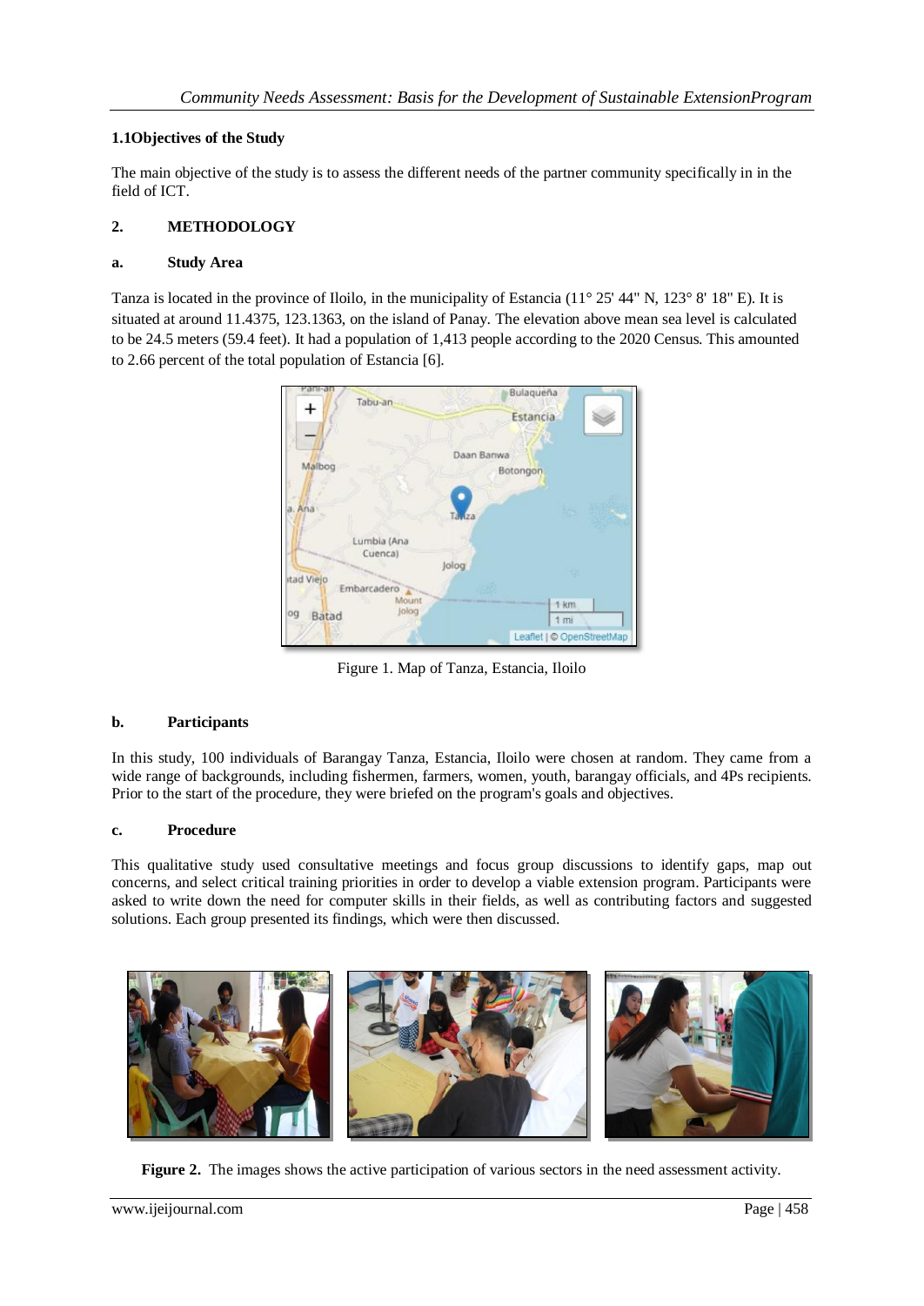## 1.1Objectives of the Study

The main objective of the study is to assess the different needs of the partner community specifically in in the field of ICT.

## 2. METHODOLOGY

### a. Study Area

Tanza is located in the province of Iloilo, in the municipality of Estancia (11° 25' 44" N, 123° 8' 18" E). It is situated at around 11.4375, 123.1363, on the island of Panay. The elevation above mean sea level is calculated to be 24.5 meters (59.4 feet). It had a population of 1,413 people according to the 2020 Census. This amounted to 2.66 percent of the total population of Estancia [6].

Figure 1. Map of Tanza, Estancia, Iloilo

### b. Participants

In this study, 100 individuals of Barangay Tanza, Estancia, Iloilo were chosen at random. They came from a wide range of backgrounds, including fishermen, farmers, women, youth, barangay officials, and 4Ps recipients. Prior to the start of the procedure, they were briefed on the program's goals and objectives.

### c. Procedure

This qualitative study used consultative meetings and focus group discussions to identify gaps, map out concerns, and select critical training priorities in order to develop a viable extension program. Participants were asked to write down the need for computer skills in their fields, as well as contributing factors and suggested solutions. Each group presented its findings, which were then discussed.

**Figure 2.** The images shows the active participation of various sectors in the need assessment activity.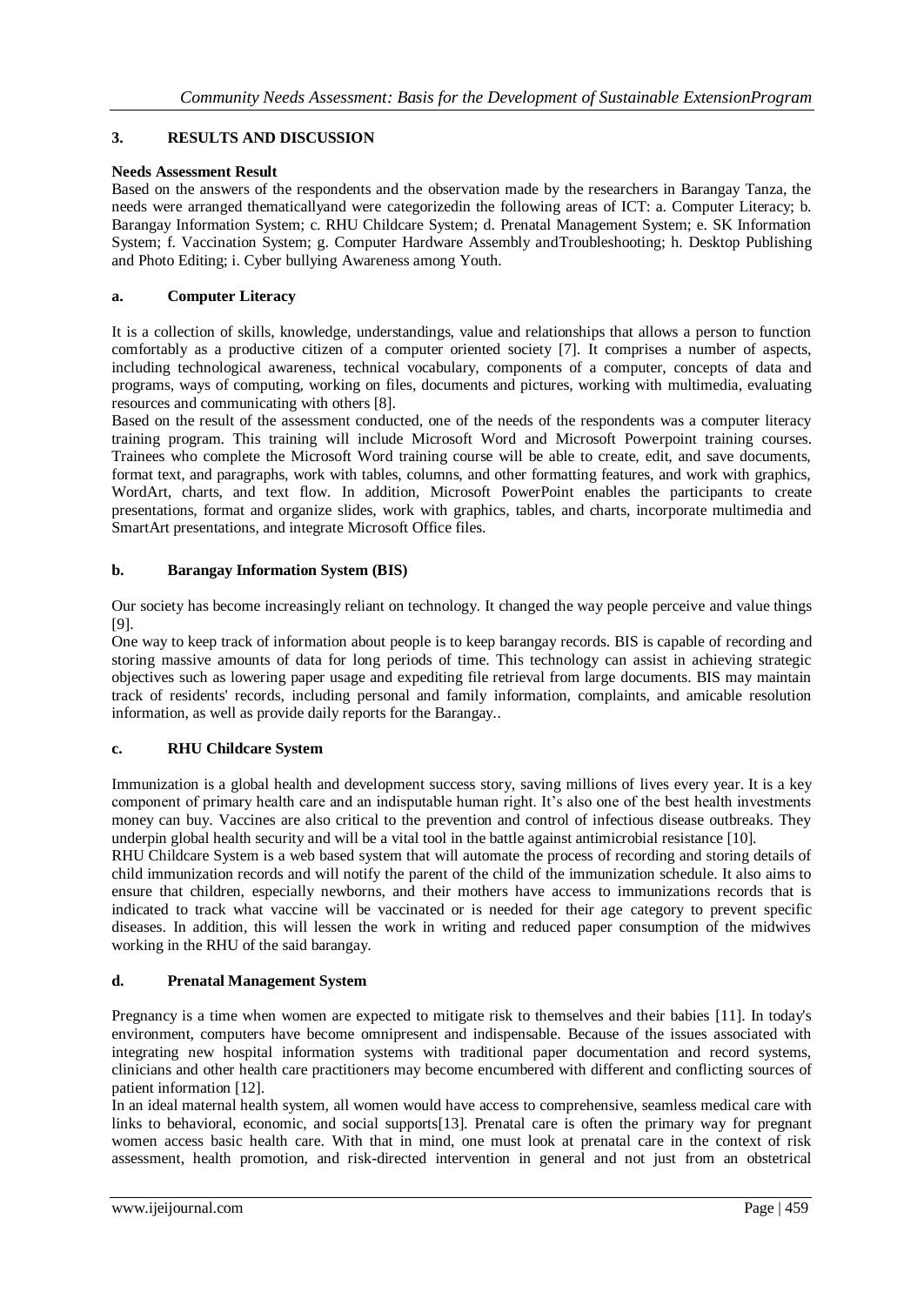## 3. RESULTS AND DISCUSSION

**Needs Assessment Result**

Based on the answers of the respondents and the observation made by the researchers in Barangay Tanza, the needs were arranged thematicallyand were categorizedin the following areas of ICT: a. Computer Literacy; b. Barangay Information System; c. RHU Childcare System; d. Prenatal Management System; e. SK Information System; f. Vaccination System; g. Computer Hardware Assembly andTroubleshooting; h. Desktop Publishing and Photo Editing; i. Cyber bullying Awareness among Youth.

### a. Computer Literacy

It is a collection of skills, knowledge, understandings, value and relationships that allows a person to function comfortably as a productive citizen of a computer oriented society [7]. It comprises a number of aspects, including technological awareness, technical vocabulary, components of a computer, concepts of data and programs, ways of computing, working on files, documents and pictures, working with multimedia, evaluating resources and communicating with others [8].

Based on the result of the assessment conducted, one of the needs of the respondents was a computer literacy training program. This training will include Microsoft Word and Microsoft Powerpoint training courses. Trainees who complete the Microsoft Word training course will be able to create, edit, and save documents, format text, and paragraphs, work with tables, columns, and other formatting features, and work with graphics, WordArt, charts, and text flow. In addition, Microsoft PowerPoint enables the participants to create presentations, format and organize slides, work with graphics, tables, and charts, incorporate multimedia and SmartArt presentations, and integrate Microsoft Office files.

### b. Barangay Information System (BIS)

Our society has become increasingly reliant on technology. It changed the way people perceive and value things [9].

One way to keep track of information about people is to keep barangay records. BIS is capable of recording and storing massive amounts of data for long periods of time. This technology can assist in achieving strategic objectives such as lowering paper usage and expediting file retrieval from large documents. BIS may maintain track of residents' records, including personal and family information, complaints, and amicable resolution information, as well as provide daily reports for the Barangay..

### c. RHU Childcare System

Immunization is a global health and development success story, saving millions of lives every year. It is a key component of primary health care and an indisputable human right. It's also one of the best health investments money can buy. Vaccines are also critical to the prevention and control of infectious disease outbreaks. They underpin global health security and will be a vital tool in the battle against antimicrobial resistance [10].

RHU Childcare System is a web based system that will automate the process of recording and storing details of child immunization records and will notify the parent of the child of the immunization schedule. It also aims to ensure that children, especially newborns, and their mothers have access to immunizations records that is indicated to track what vaccine will be vaccinated or is needed for their age category to prevent specific diseases. In addition, this will lessen the work in writing and reduced paper consumption of the midwives working in the RHU of the said barangay.

### d. Prenatal Management System

Pregnancy is a time when women are expected to mitigate risk to themselves and their babies [11]. In today's environment, computers have become omnipresent and indispensable. Because of the issues associated with integrating new hospital information systems with traditional paper documentation and record systems, clinicians and other health care practitioners may become encumbered with different and conflicting sources of patient information [12].

In an ideal maternal health system, all women would have access to comprehensive, seamless medical care with links to behavioral, economic, and social supports[13]. Prenatal care is often the primary way for pregnant women access basic health care. With that in mind, one must look at prenatal care in the context of risk assessment, health promotion, and risk-directed intervention in general and not just from an obstetrical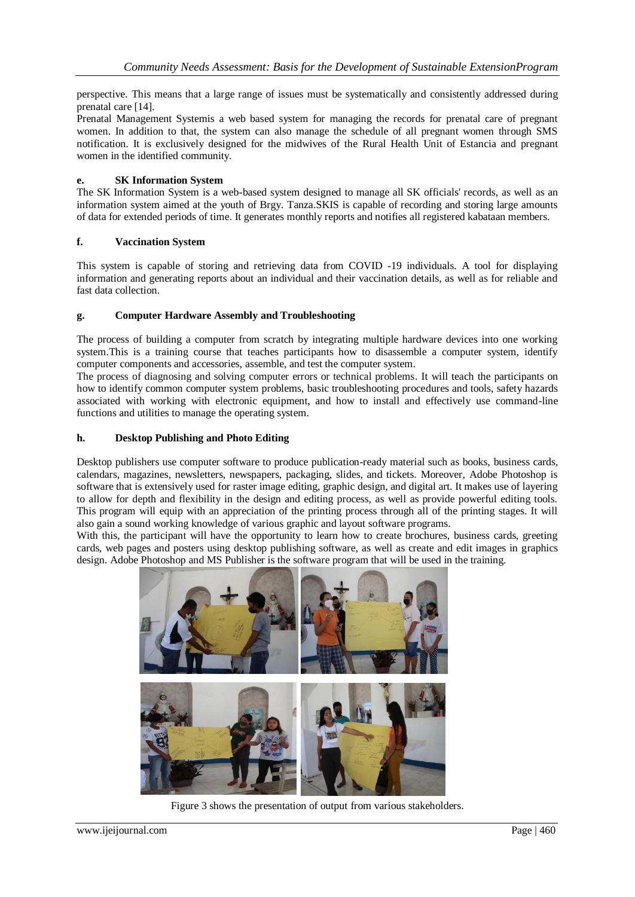perspective. This means that a large range of issues must be systematically and consistently addressed during prenatal care [14].

Prenatal Management Systemis a web based system for managing the records for prenatal care of pregnant women. In addition to that, the system can also manage the schedule of all pregnant women through SMS notification. It is exclusively designed for the midwives of the Rural Health Unit of Estancia and pregnant women in the identified community.

**e. SK Information System**

The SK Information System is a web-based system designed to manage all SK officials' records, as well as an information system aimed at the youth of Brgy. Tanza.SKIS is capable of recording and storing large amounts of data for extended periods of time. It generates monthly reports and notifies all registered kabataan members.

**f. Vaccination System**

This system is capable of storing and retrieving data from COVID -19 individuals. A tool for displaying information and generating reports about an individual and their vaccination details, as well as for reliable and fast data collection.

**g. Computer Hardware Assembly and Troubleshooting**

The process of building a computer from scratch by integrating multiple hardware devices into one working system.This is a training course that teaches participants how to disassemble a computer system, identify computer components and accessories, assemble, and test the computer system.

The process of diagnosing and solving computer errors or technical problems. It will teach the participants on how to identify common computer system problems, basic troubleshooting procedures and tools, safety hazards associated with working with electronic equipment, and how to install and effectively use command-line functions and utilities to manage the operating system.

**h. Desktop Publishing and Photo Editing**

Desktop publishers use computer software to produce publication-ready material such as books, business cards, calendars, magazines, newsletters, newspapers, packaging, slides, and tickets. Moreover, Adobe Photoshop is software that is extensively used for raster image editing, graphic design, and digital art. It makes use of layering to allow for depth and flexibility in the design and editing process, as well as provide powerful editing tools. This program will equip with an appreciation of the printing process through all of the printing stages. It will also gain a sound working knowledge of various graphic and layout software programs.

With this, the participant will have the opportunity to learn how to create brochures, business cards, greeting cards, web pages and posters using desktop publishing software, as well as create and edit images in graphics design. Adobe Photoshop and MS Publisher is the software program that will be used in the training.

Figure 3 shows the presentation of output from various stakeholders.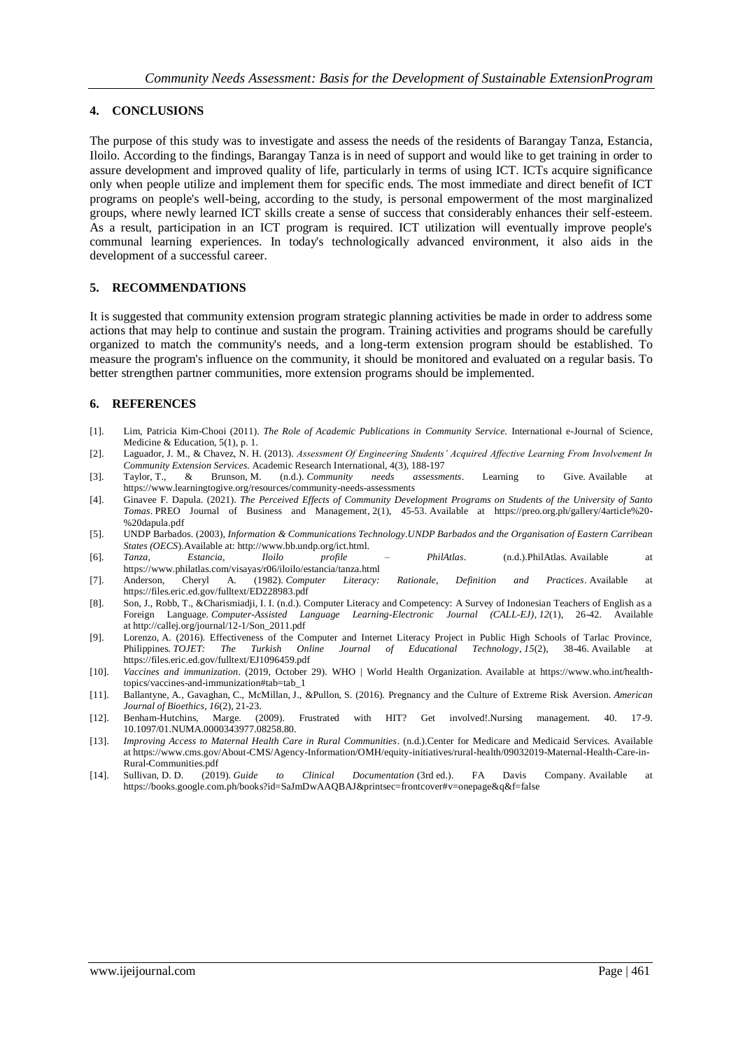## 4. CONCLUSIONS

The purpose of this study was to investigate and assess the needs of the residents of Barangay Tanza, Estancia, Iloilo. According to the findings, Barangay Tanza is in need of support and would like to get training in order to assure development and improved quality of life, particularly in terms of using ICT. ICTs acquire significance only when people utilize and implement them for specific ends. The most immediate and direct benefit of ICT programs on people's well-being, according to the study, is personal empowerment of the most marginalized groups, where newly learned ICT skills create a sense of success that considerably enhances their self-esteem. As a result, participation in an ICT program is required. ICT utilization will eventually improve people's communal learning experiences. In today's technologically advanced environment, it also aids in the development of a successful career.

## 5. RECOMMENDATIONS

It is suggested that community extension program strategic planning activities be made in order to address some actions that may help to continue and sustain the program. Training activities and programs should be carefully organized to match the community's needs, and a long-term extension program should be established. To measure the program's influence on the community, it should be monitored and evaluated on a regular basis. To better strengthen partner communities, more extension programs should be implemented.

## 6. REFERENCES

[1]. Lim, Patricia Kim-Chooi (2011). *The Role of Academic Publications in Community Service.* International e-Journal of Science, Medicine & Education, 5(1), p. 1.

[2]. Laguador, J. M., & Chavez, N. H. (2013). *Assessment Of Engineering Students' Acquired Affective Learning From Involvement In Community Extension Services.* Academic Research International, 4(3), 188-197

[3]. Taylor, T., & Brunson, M. (n.d.). *Community needs assessments*. Learning to Give. Available at https://www.learningtogive.org/resources/community-needs-assessments

[4]. Ginavee F. Dapula. (2021). *The Perceived Effects of Community Development Programs on Students of the University of Santo Tomas*. PREO Journal of Business and Management, 2(1), 45-53. Available at https://preo.org.ph/gallery/4article%20-%20dapula.pdf

[5]. UNDP Barbados. (2003), *Information & Communications Technology.UNDP Barbados and the Organisation of Eastern Carribean States (OECS*).Available at: http://www.bb.undp.org/ict.html.

[6]. *Tanza, Estancia, Iloilo profile – PhilAtlas*. (n.d.).PhilAtlas. Available at https://www.philatlas.com/visayas/r06/iloilo/estancia/tanza.html

[7]. Anderson, Cheryl A. (1982). *Computer Literacy: Rationale, Definition and Practices*. Available at https://files.eric.ed.gov/fulltext/ED228983.pdf

[8]. Son, J., Robb, T., &Charismiadji, I. I. (n.d.). Computer Literacy and Competency: A Survey of Indonesian Teachers of English as a Foreign Language. *Computer-Assisted Language Learning-Electronic Journal (CALL-EJ)*, *12*(1), 26-42. Available at http://callej.org/journal/12-1/Son_2011.pdf

[9]. Lorenzo, A. (2016). Effectiveness of the Computer and Internet Literacy Project in Public High Schools of Tarlac Province, Philippines. *TOJET: The Turkish Online Journal of Educational Technology*, *15*(2), 38-46. Available at https://files.eric.ed.gov/fulltext/EJ1096459.pdf

[10]. *Vaccines and immunization*. (2019, October 29). WHO | World Health Organization. Available at https://www.who.int/health-topics/vaccines-and-immunization#tab=tab_1

[11]. Ballantyne, A., Gavaghan, C., McMillan, J., &Pullon, S. (2016). Pregnancy and the Culture of Extreme Risk Aversion. *American Journal of Bioethics*, *16*(2), 21-23.

[12]. Benham-Hutchins, Marge. (2009). Frustrated with HIT? Get involved!.Nursing management. 40. 17-9. 10.1097/01.NUMA.0000343977.08258.80.

[13]. *Improving Access to Maternal Health Care in Rural Communities*. (n.d.).Center for Medicare and Medicaid Services. Available at https://www.cms.gov/About-CMS/Agency-Information/OMH/equity-initiatives/rural-health/09032019-Maternal-Health-Care-in-Rural-Communities.pdf

[14]. Sullivan, D. D. (2019). *Guide to Clinical Documentation* (3rd ed.). FA Davis Company. Available at https://books.google.com.ph/books?id=SaJmDwAAQBAJ&printsec=frontcover#v=onepage&q&f=false